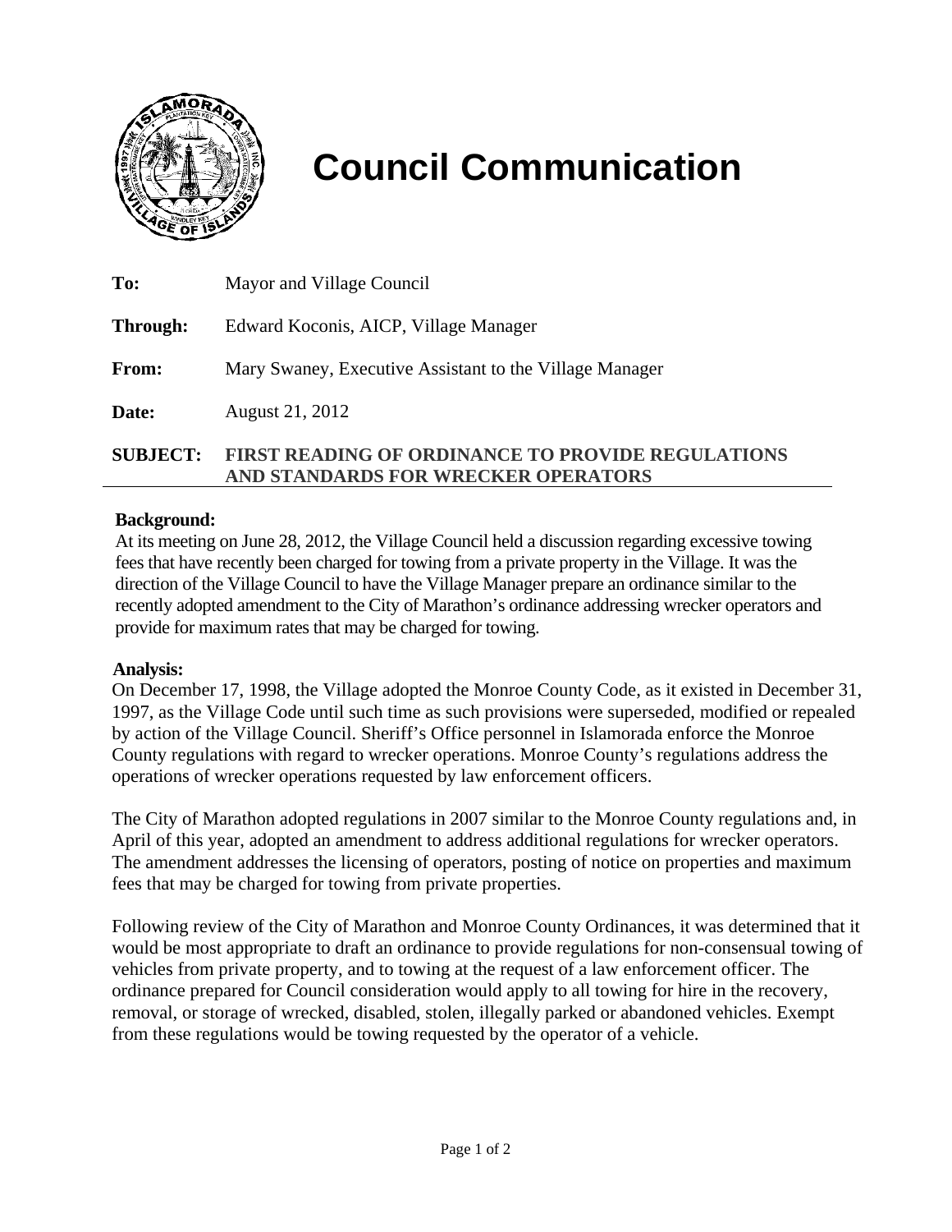# Council Communication

**To:** Mayor and Village Council

**Through:** Edward Koconis, AICP, Village Manager

**From:** Mary Swaney, Executive Assistant to the Village Manager

**Date:** August 21, 2012

**SUBJECT: FIRST READING OF ORDINANCE TO PROVIDE REGULATIONS AND STANDARDS FOR WRECKER OPERATORS**

**Background:**

At its meeting on June 28, 2012, the Village Council held a discussion regarding excessive towing fees that have recently been charged for towing from a private property in the Village. It was the direction of the Village Council to have the Village Manager prepare an ordinance similar to the recently adopted amendment to the City of Marathon's ordinance addressing wrecker operators and provide for maximum rates that may be charged for towing.

**Analysis:**

On December 17, 1998, the Village adopted the Monroe County Code, as it existed in December 31, 1997, as the Village Code until such time as such provisions were superseded, modified or repealed by action of the Village Council. Sheriff's Office personnel in Islamorada enforce the Monroe County regulations with regard to wrecker operations. Monroe County's regulations address the operations of wrecker operations requested by law enforcement officers.

The City of Marathon adopted regulations in 2007 similar to the Monroe County regulations and, in April of this year, adopted an amendment to address additional regulations for wrecker operators. The amendment addresses the licensing of operators, posting of notice on properties and maximum fees that may be charged for towing from private properties.

Following review of the City of Marathon and Monroe County Ordinances, it was determined that it would be most appropriate to draft an ordinance to provide regulations for non-consensual towing of vehicles from private property, and to towing at the request of a law enforcement officer. The ordinance prepared for Council consideration would apply to all towing for hire in the recovery, removal, or storage of wrecked, disabled, stolen, illegally parked or abandoned vehicles. Exempt from these regulations would be towing requested by the operator of a vehicle.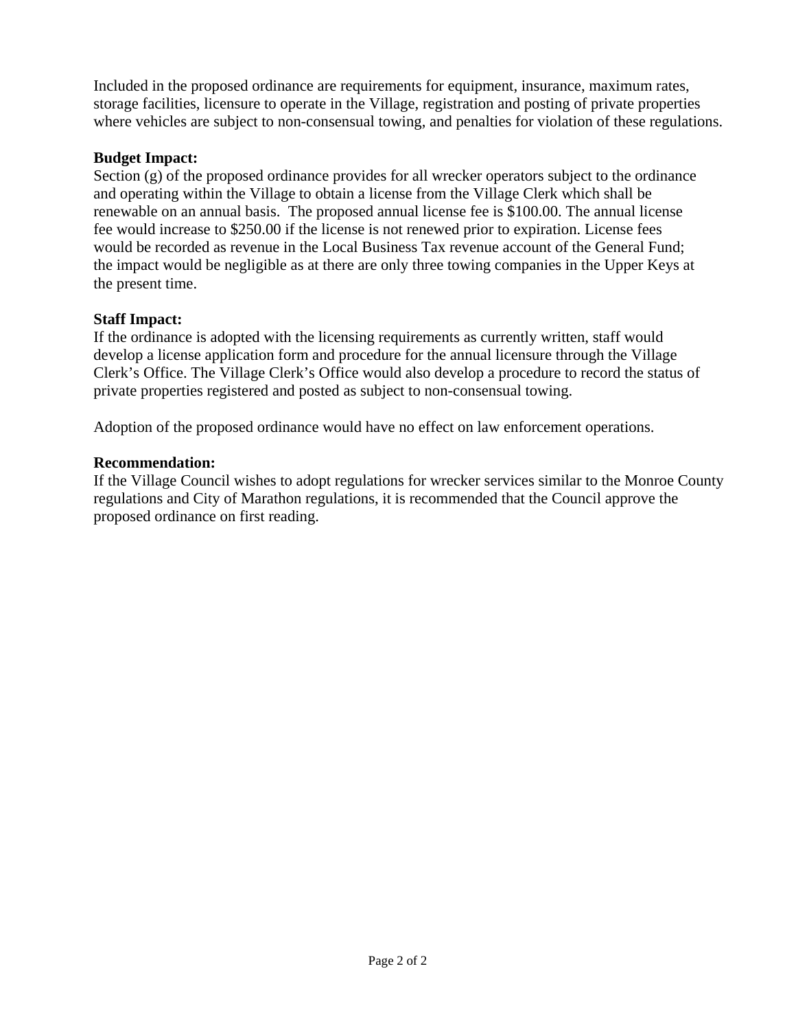Included in the proposed ordinance are requirements for equipment, insurance, maximum rates, storage facilities, licensure to operate in the Village, registration and posting of private properties where vehicles are subject to non-consensual towing, and penalties for violation of these regulations.

**Budget Impact:**
Section (g) of the proposed ordinance provides for all wrecker operators subject to the ordinance and operating within the Village to obtain a license from the Village Clerk which shall be renewable on an annual basis. The proposed annual license fee is $100.00. The annual license fee would increase to $250.00 if the license is not renewed prior to expiration. License fees would be recorded as revenue in the Local Business Tax revenue account of the General Fund; the impact would be negligible as at there are only three towing companies in the Upper Keys at the present time.

**Staff Impact:**
If the ordinance is adopted with the licensing requirements as currently written, staff would develop a license application form and procedure for the annual licensure through the Village Clerk's Office. The Village Clerk's Office would also develop a procedure to record the status of private properties registered and posted as subject to non-consensual towing.

Adoption of the proposed ordinance would have no effect on law enforcement operations.

**Recommendation:**
If the Village Council wishes to adopt regulations for wrecker services similar to the Monroe County regulations and City of Marathon regulations, it is recommended that the Council approve the proposed ordinance on first reading.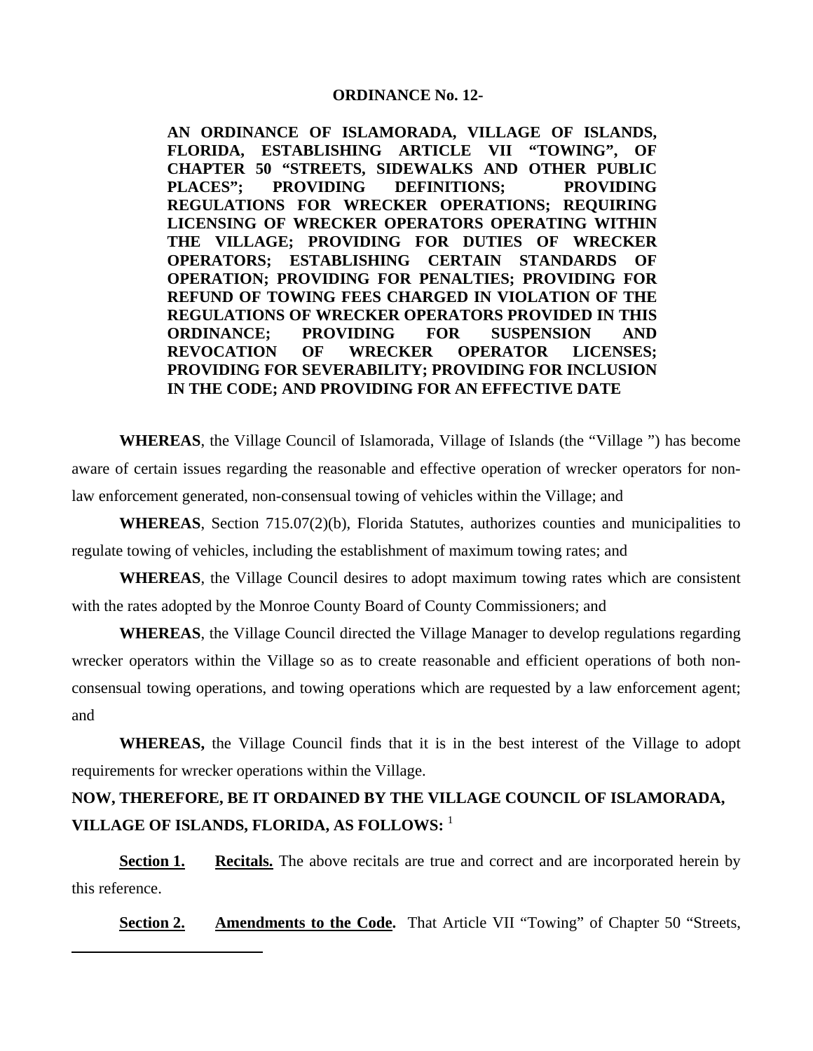**ORDINANCE No. 12-**

**AN ORDINANCE OF ISLAMORADA, VILLAGE OF ISLANDS, FLORIDA, ESTABLISHING ARTICLE VII "TOWING", OF CHAPTER 50 "STREETS, SIDEWALKS AND OTHER PUBLIC PLACES"; PROVIDING DEFINITIONS; PROVIDING REGULATIONS FOR WRECKER OPERATIONS; REQUIRING LICENSING OF WRECKER OPERATORS OPERATING WITHIN THE VILLAGE; PROVIDING FOR DUTIES OF WRECKER OPERATORS; ESTABLISHING CERTAIN STANDARDS OF OPERATION; PROVIDING FOR PENALTIES; PROVIDING FOR REFUND OF TOWING FEES CHARGED IN VIOLATION OF THE REGULATIONS OF WRECKER OPERATORS PROVIDED IN THIS ORDINANCE; PROVIDING FOR SUSPENSION AND REVOCATION OF WRECKER OPERATOR LICENSES; PROVIDING FOR SEVERABILITY; PROVIDING FOR INCLUSION IN THE CODE; AND PROVIDING FOR AN EFFECTIVE DATE**

**WHEREAS**, the Village Council of Islamorada, Village of Islands (the "Village ") has become aware of certain issues regarding the reasonable and effective operation of wrecker operators for non-law enforcement generated, non-consensual towing of vehicles within the Village; and

**WHEREAS**, Section 715.07(2)(b), Florida Statutes, authorizes counties and municipalities to regulate towing of vehicles, including the establishment of maximum towing rates; and

**WHEREAS**, the Village Council desires to adopt maximum towing rates which are consistent with the rates adopted by the Monroe County Board of County Commissioners; and

**WHEREAS**, the Village Council directed the Village Manager to develop regulations regarding wrecker operators within the Village so as to create reasonable and efficient operations of both non-consensual towing operations, and towing operations which are requested by a law enforcement agent; and

**WHEREAS,** the Village Council finds that it is in the best interest of the Village to adopt requirements for wrecker operations within the Village.

**NOW, THEREFORE, BE IT ORDAINED BY THE VILLAGE COUNCIL OF ISLAMORADA, VILLAGE OF ISLANDS, FLORIDA, AS FOLLOWS:** [1]

**Section 1.** **Recitals.** The above recitals are true and correct and are incorporated herein by this reference.

**Section 2.** **Amendments to the Code.** That Article VII "Towing" of Chapter 50 "Streets,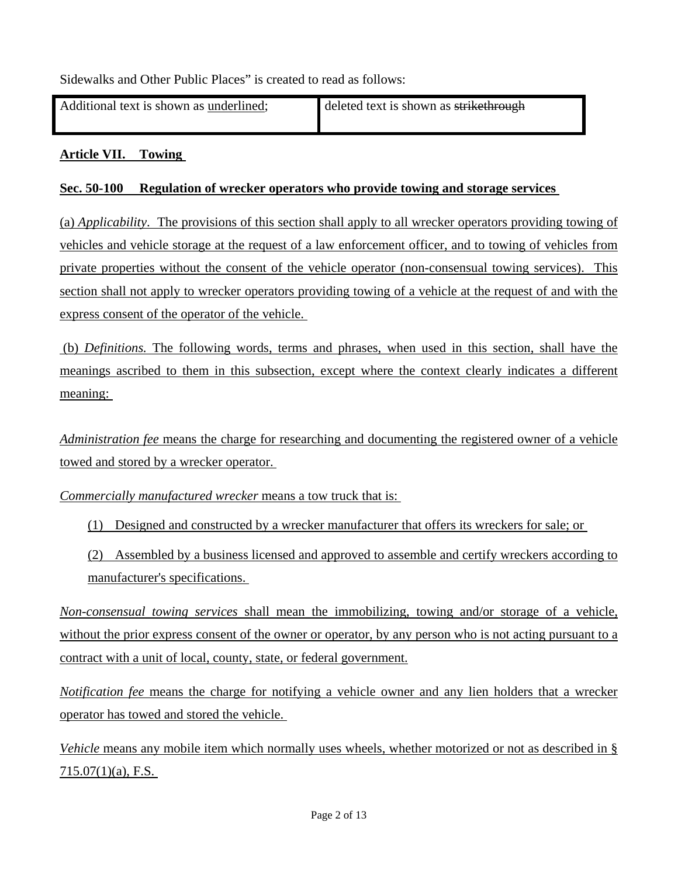Sidewalks and Other Public Places" is created to read as follows:

| Additional text is shown as <u>underlined</u>; | deleted text is shown as ~~strikethrough~~ |
|---|---|

<u>**Article VII. Towing**</u>

<u>**Sec. 50-100 Regulation of wrecker operators who provide towing and storage services**</u>

<u>(a) *Applicability*. The provisions of this section shall apply to all wrecker operators providing towing of vehicles and vehicle storage at the request of a law enforcement officer, and to towing of vehicles from private properties without the consent of the vehicle operator (non-consensual towing services). This section shall not apply to wrecker operators providing towing of a vehicle at the request of and with the express consent of the operator of the vehicle.</u>

<u>(b) *Definitions.* The following words, terms and phrases, when used in this section, shall have the meanings ascribed to them in this subsection, except where the context clearly indicates a different meaning:</u>

<u>*Administration fee* means the charge for researching and documenting the registered owner of a vehicle towed and stored by a wrecker operator.</u>

<u>*Commercially manufactured wrecker* means a tow truck that is:</u>

<u>(1) Designed and constructed by a wrecker manufacturer that offers its wreckers for sale; or</u>

<u>(2) Assembled by a business licensed and approved to assemble and certify wreckers according to manufacturer's specifications.</u>

<u>*Non-consensual towing services* shall mean the immobilizing, towing and/or storage of a vehicle, without the prior express consent of the owner or operator, by any person who is not acting pursuant to a contract with a unit of local, county, state, or federal government.</u>

<u>*Notification fee* means the charge for notifying a vehicle owner and any lien holders that a wrecker operator has towed and stored the vehicle.</u>

<u>*Vehicle* means any mobile item which normally uses wheels, whether motorized or not as described in § 715.07(1)(a), F.S.</u>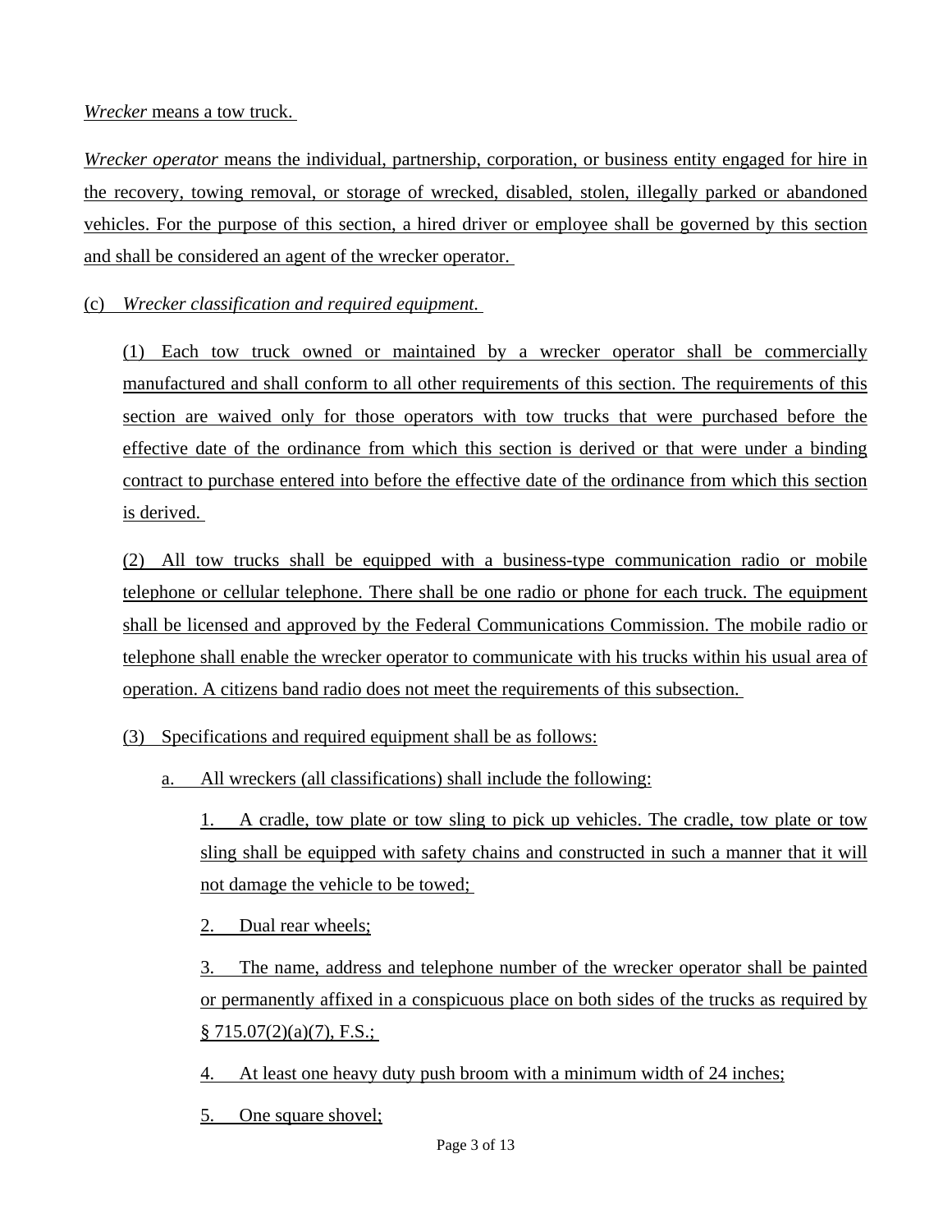*Wrecker* means a tow truck.

*Wrecker operator* means the individual, partnership, corporation, or business entity engaged for hire in the recovery, towing removal, or storage of wrecked, disabled, stolen, illegally parked or abandoned vehicles. For the purpose of this section, a hired driver or employee shall be governed by this section and shall be considered an agent of the wrecker operator.

(c) *Wrecker classification and required equipment.*

(1) Each tow truck owned or maintained by a wrecker operator shall be commercially manufactured and shall conform to all other requirements of this section. The requirements of this section are waived only for those operators with tow trucks that were purchased before the effective date of the ordinance from which this section is derived or that were under a binding contract to purchase entered into before the effective date of the ordinance from which this section is derived.

(2) All tow trucks shall be equipped with a business-type communication radio or mobile telephone or cellular telephone. There shall be one radio or phone for each truck. The equipment shall be licensed and approved by the Federal Communications Commission. The mobile radio or telephone shall enable the wrecker operator to communicate with his trucks within his usual area of operation. A citizens band radio does not meet the requirements of this subsection.

(3) Specifications and required equipment shall be as follows:

a. All wreckers (all classifications) shall include the following:

1. A cradle, tow plate or tow sling to pick up vehicles. The cradle, tow plate or tow sling shall be equipped with safety chains and constructed in such a manner that it will not damage the vehicle to be towed;

2. Dual rear wheels;

3. The name, address and telephone number of the wrecker operator shall be painted or permanently affixed in a conspicuous place on both sides of the trucks as required by § 715.07(2)(a)(7), F.S.;

4. At least one heavy duty push broom with a minimum width of 24 inches;

5. One square shovel;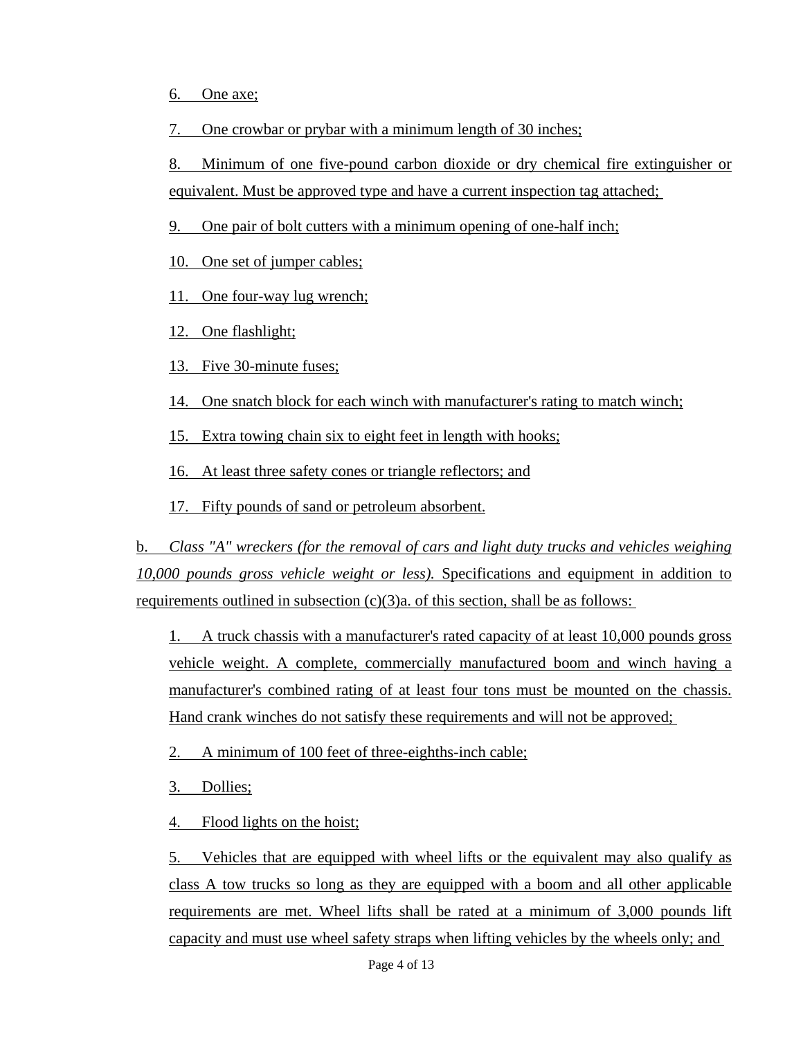6. One axe;

7. One crowbar or prybar with a minimum length of 30 inches;

8. Minimum of one five-pound carbon dioxide or dry chemical fire extinguisher or equivalent. Must be approved type and have a current inspection tag attached;

9. One pair of bolt cutters with a minimum opening of one-half inch;

10. One set of jumper cables;

11. One four-way lug wrench;

12. One flashlight;

13. Five 30-minute fuses;

14. One snatch block for each winch with manufacturer's rating to match winch;

15. Extra towing chain six to eight feet in length with hooks;

16. At least three safety cones or triangle reflectors; and

17. Fifty pounds of sand or petroleum absorbent.

b. *Class "A" wreckers (for the removal of cars and light duty trucks and vehicles weighing 10,000 pounds gross vehicle weight or less).* Specifications and equipment in addition to requirements outlined in subsection (c)(3)a. of this section, shall be as follows:

1. A truck chassis with a manufacturer's rated capacity of at least 10,000 pounds gross vehicle weight. A complete, commercially manufactured boom and winch having a manufacturer's combined rating of at least four tons must be mounted on the chassis. Hand crank winches do not satisfy these requirements and will not be approved;

2. A minimum of 100 feet of three-eighths-inch cable;

3. Dollies;

4. Flood lights on the hoist;

5. Vehicles that are equipped with wheel lifts or the equivalent may also qualify as class A tow trucks so long as they are equipped with a boom and all other applicable requirements are met. Wheel lifts shall be rated at a minimum of 3,000 pounds lift capacity and must use wheel safety straps when lifting vehicles by the wheels only; and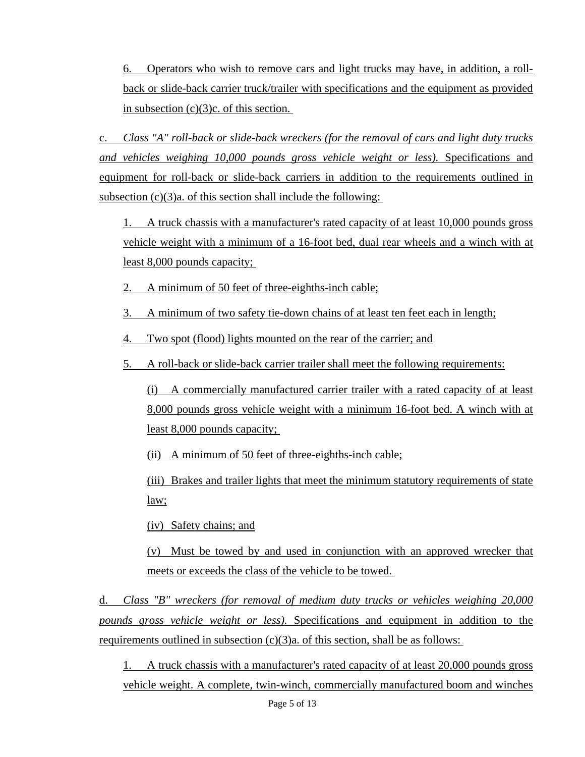6. Operators who wish to remove cars and light trucks may have, in addition, a roll-back or slide-back carrier truck/trailer with specifications and the equipment as provided in subsection (c)(3)c. of this section.

c. *Class "A" roll-back or slide-back wreckers (for the removal of cars and light duty trucks and vehicles weighing 10,000 pounds gross vehicle weight or less).* Specifications and equipment for roll-back or slide-back carriers in addition to the requirements outlined in subsection (c)(3)a. of this section shall include the following:

1. A truck chassis with a manufacturer's rated capacity of at least 10,000 pounds gross vehicle weight with a minimum of a 16-foot bed, dual rear wheels and a winch with at least 8,000 pounds capacity;

2. A minimum of 50 feet of three-eighths-inch cable;

3. A minimum of two safety tie-down chains of at least ten feet each in length;

4. Two spot (flood) lights mounted on the rear of the carrier; and

5. A roll-back or slide-back carrier trailer shall meet the following requirements:

(i) A commercially manufactured carrier trailer with a rated capacity of at least 8,000 pounds gross vehicle weight with a minimum 16-foot bed. A winch with at least 8,000 pounds capacity;

(ii) A minimum of 50 feet of three-eighths-inch cable;

(iii) Brakes and trailer lights that meet the minimum statutory requirements of state law;

(iv) Safety chains; and

(v) Must be towed by and used in conjunction with an approved wrecker that meets or exceeds the class of the vehicle to be towed.

d. *Class "B" wreckers (for removal of medium duty trucks or vehicles weighing 20,000 pounds gross vehicle weight or less).* Specifications and equipment in addition to the requirements outlined in subsection (c)(3)a. of this section, shall be as follows:

1. A truck chassis with a manufacturer's rated capacity of at least 20,000 pounds gross vehicle weight. A complete, twin-winch, commercially manufactured boom and winches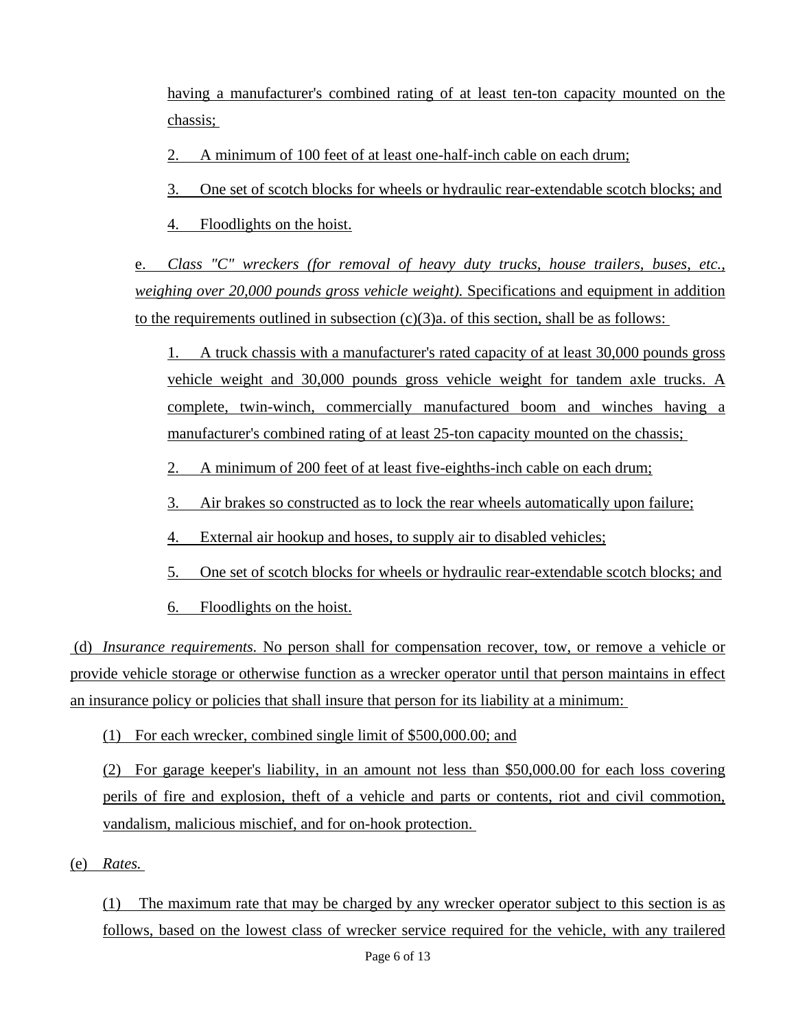having a manufacturer's combined rating of at least ten-ton capacity mounted on the chassis;

2. A minimum of 100 feet of at least one-half-inch cable on each drum;

3. One set of scotch blocks for wheels or hydraulic rear-extendable scotch blocks; and

4. Floodlights on the hoist.

e. *Class "C" wreckers (for removal of heavy duty trucks, house trailers, buses, etc., weighing over 20,000 pounds gross vehicle weight).* Specifications and equipment in addition to the requirements outlined in subsection (c)(3)a. of this section, shall be as follows:

1. A truck chassis with a manufacturer's rated capacity of at least 30,000 pounds gross vehicle weight and 30,000 pounds gross vehicle weight for tandem axle trucks. A complete, twin-winch, commercially manufactured boom and winches having a manufacturer's combined rating of at least 25-ton capacity mounted on the chassis;

2. A minimum of 200 feet of at least five-eighths-inch cable on each drum;

3. Air brakes so constructed as to lock the rear wheels automatically upon failure;

4. External air hookup and hoses, to supply air to disabled vehicles;

5. One set of scotch blocks for wheels or hydraulic rear-extendable scotch blocks; and

6. Floodlights on the hoist.

(d) *Insurance requirements.* No person shall for compensation recover, tow, or remove a vehicle or provide vehicle storage or otherwise function as a wrecker operator until that person maintains in effect an insurance policy or policies that shall insure that person for its liability at a minimum:

(1) For each wrecker, combined single limit of $500,000.00; and

(2) For garage keeper's liability, in an amount not less than $50,000.00 for each loss covering perils of fire and explosion, theft of a vehicle and parts or contents, riot and civil commotion, vandalism, malicious mischief, and for on-hook protection.

(e) *Rates.*

(1) The maximum rate that may be charged by any wrecker operator subject to this section is as follows, based on the lowest class of wrecker service required for the vehicle, with any trailered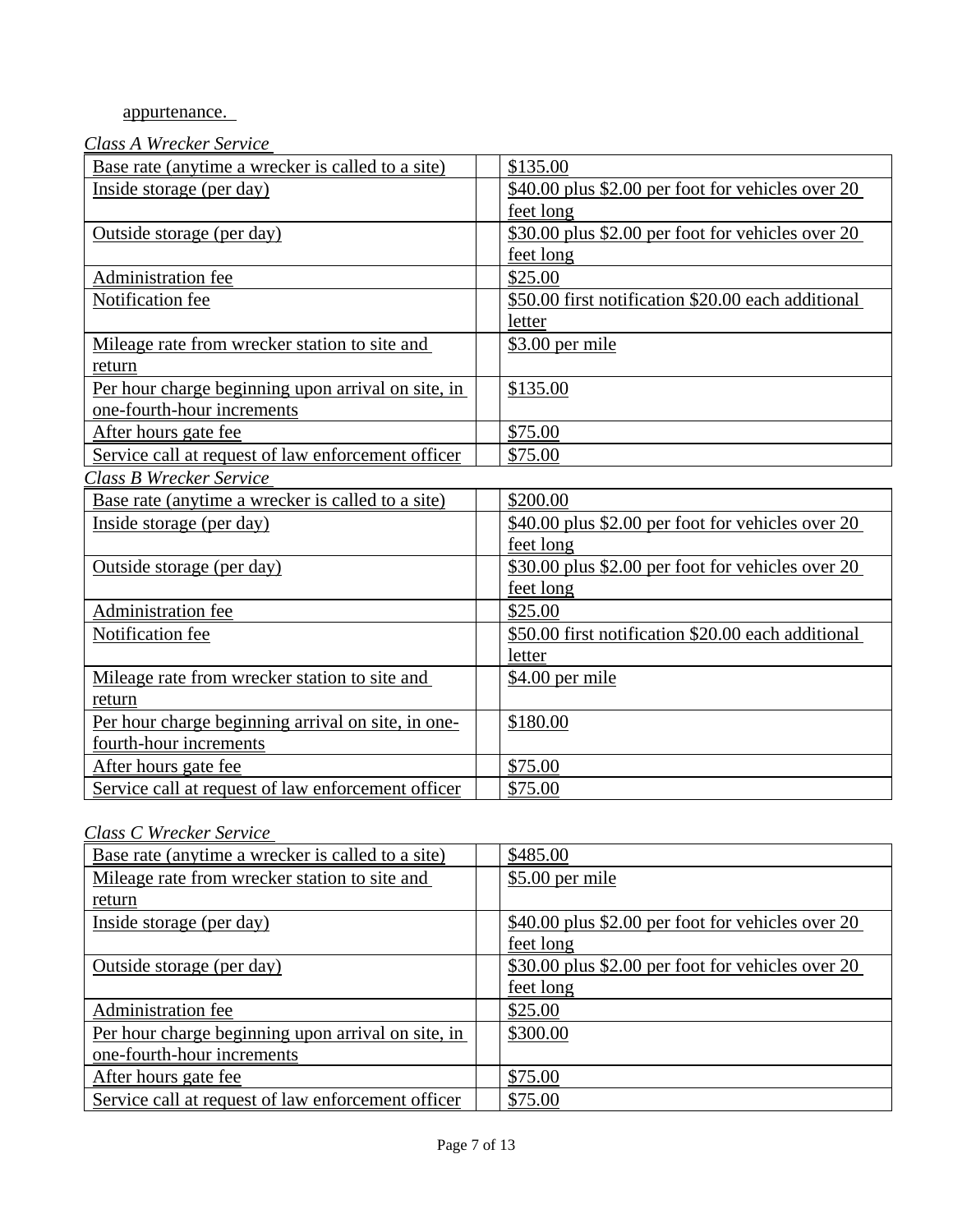appurtenance.

*Class A Wrecker Service*

| | |
|---|---|
| Base rate (anytime a wrecker is called to a site) | $135.00 |
| Inside storage (per day) | $40.00 plus $2.00 per foot for vehicles over 20 feet long |
| Outside storage (per day) | $30.00 plus $2.00 per foot for vehicles over 20 feet long |
| Administration fee | $25.00 |
| Notification fee | $50.00 first notification $20.00 each additional letter |
| Mileage rate from wrecker station to site and return | $3.00 per mile |
| Per hour charge beginning upon arrival on site, in one-fourth-hour increments | $135.00 |
| After hours gate fee | $75.00 |
| Service call at request of law enforcement officer | $75.00 |

*Class B Wrecker Service*

| | |
|---|---|
| Base rate (anytime a wrecker is called to a site) | $200.00 |
| Inside storage (per day) | $40.00 plus $2.00 per foot for vehicles over 20 feet long |
| Outside storage (per day) | $30.00 plus $2.00 per foot for vehicles over 20 feet long |
| Administration fee | $25.00 |
| Notification fee | $50.00 first notification $20.00 each additional letter |
| Mileage rate from wrecker station to site and return | $4.00 per mile |
| Per hour charge beginning arrival on site, in one-fourth-hour increments | $180.00 |
| After hours gate fee | $75.00 |
| Service call at request of law enforcement officer | $75.00 |

*Class C Wrecker Service*

| | |
|---|---|
| Base rate (anytime a wrecker is called to a site) | $485.00 |
| Mileage rate from wrecker station to site and return | $5.00 per mile |
| Inside storage (per day) | $40.00 plus $2.00 per foot for vehicles over 20 feet long |
| Outside storage (per day) | $30.00 plus $2.00 per foot for vehicles over 20 feet long |
| Administration fee | $25.00 |
| Per hour charge beginning upon arrival on site, in one-fourth-hour increments | $300.00 |
| After hours gate fee | $75.00 |
| Service call at request of law enforcement officer | $75.00 |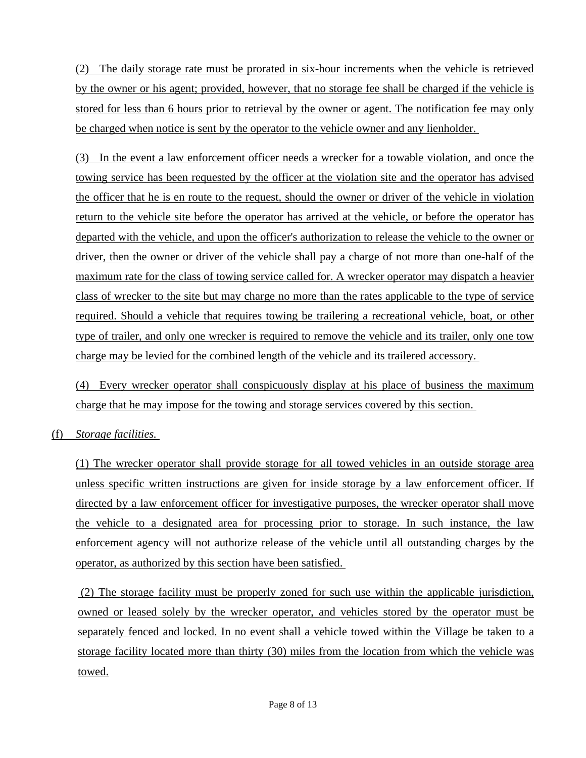(2) The daily storage rate must be prorated in six-hour increments when the vehicle is retrieved by the owner or his agent; provided, however, that no storage fee shall be charged if the vehicle is stored for less than 6 hours prior to retrieval by the owner or agent. The notification fee may only be charged when notice is sent by the operator to the vehicle owner and any lienholder.

(3) In the event a law enforcement officer needs a wrecker for a towable violation, and once the towing service has been requested by the officer at the violation site and the operator has advised the officer that he is en route to the request, should the owner or driver of the vehicle in violation return to the vehicle site before the operator has arrived at the vehicle, or before the operator has departed with the vehicle, and upon the officer's authorization to release the vehicle to the owner or driver, then the owner or driver of the vehicle shall pay a charge of not more than one-half of the maximum rate for the class of towing service called for. A wrecker operator may dispatch a heavier class of wrecker to the site but may charge no more than the rates applicable to the type of service required. Should a vehicle that requires towing be trailering a recreational vehicle, boat, or other type of trailer, and only one wrecker is required to remove the vehicle and its trailer, only one tow charge may be levied for the combined length of the vehicle and its trailered accessory.

(4) Every wrecker operator shall conspicuously display at his place of business the maximum charge that he may impose for the towing and storage services covered by this section.

(f) *Storage facilities.*

(1) The wrecker operator shall provide storage for all towed vehicles in an outside storage area unless specific written instructions are given for inside storage by a law enforcement officer. If directed by a law enforcement officer for investigative purposes, the wrecker operator shall move the vehicle to a designated area for processing prior to storage. In such instance, the law enforcement agency will not authorize release of the vehicle until all outstanding charges by the operator, as authorized by this section have been satisfied.

(2) The storage facility must be properly zoned for such use within the applicable jurisdiction, owned or leased solely by the wrecker operator, and vehicles stored by the operator must be separately fenced and locked. In no event shall a vehicle towed within the Village be taken to a storage facility located more than thirty (30) miles from the location from which the vehicle was towed.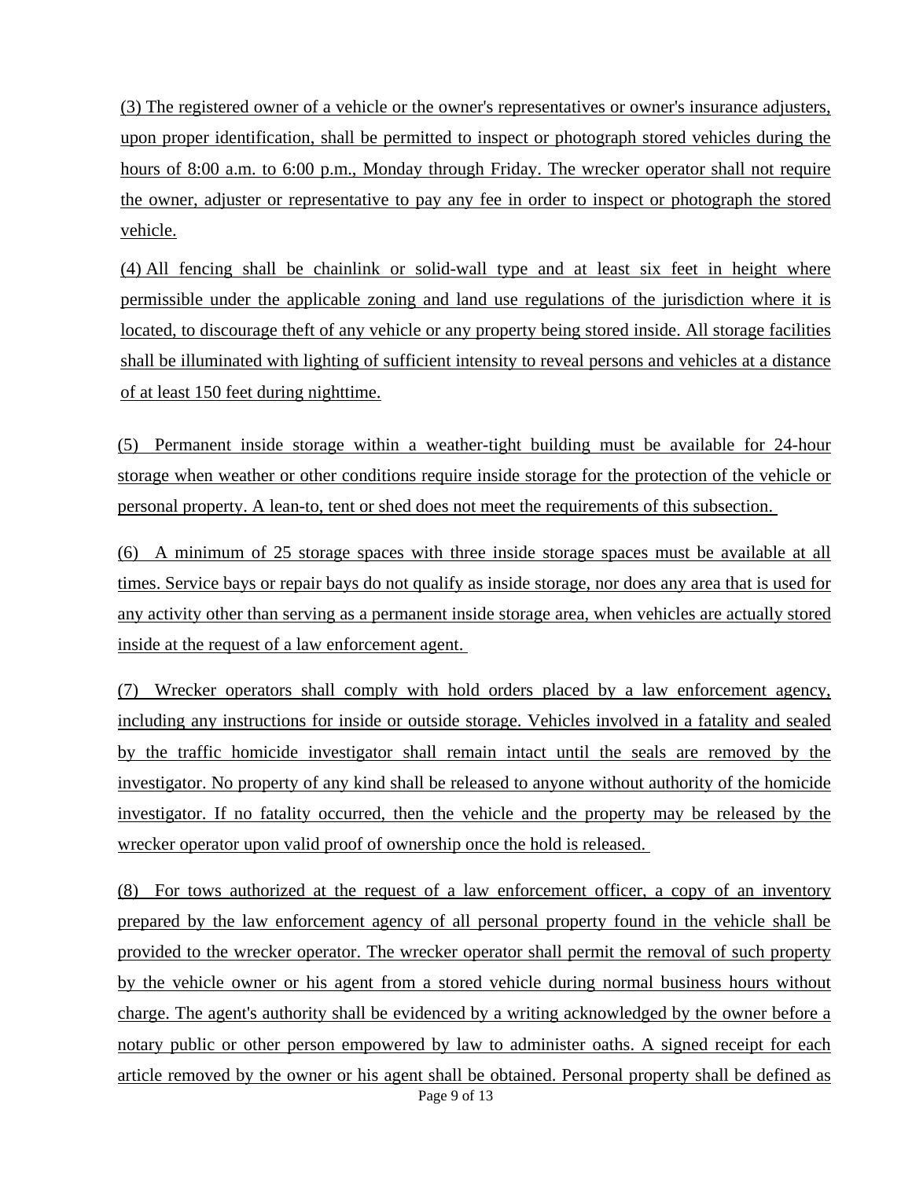(3) The registered owner of a vehicle or the owner's representatives or owner's insurance adjusters, upon proper identification, shall be permitted to inspect or photograph stored vehicles during the hours of 8:00 a.m. to 6:00 p.m., Monday through Friday. The wrecker operator shall not require the owner, adjuster or representative to pay any fee in order to inspect or photograph the stored vehicle.

(4) All fencing shall be chainlink or solid-wall type and at least six feet in height where permissible under the applicable zoning and land use regulations of the jurisdiction where it is located, to discourage theft of any vehicle or any property being stored inside. All storage facilities shall be illuminated with lighting of sufficient intensity to reveal persons and vehicles at a distance of at least 150 feet during nighttime.

(5) Permanent inside storage within a weather-tight building must be available for 24-hour storage when weather or other conditions require inside storage for the protection of the vehicle or personal property. A lean-to, tent or shed does not meet the requirements of this subsection.

(6) A minimum of 25 storage spaces with three inside storage spaces must be available at all times. Service bays or repair bays do not qualify as inside storage, nor does any area that is used for any activity other than serving as a permanent inside storage area, when vehicles are actually stored inside at the request of a law enforcement agent.

(7) Wrecker operators shall comply with hold orders placed by a law enforcement agency, including any instructions for inside or outside storage. Vehicles involved in a fatality and sealed by the traffic homicide investigator shall remain intact until the seals are removed by the investigator. No property of any kind shall be released to anyone without authority of the homicide investigator. If no fatality occurred, then the vehicle and the property may be released by the wrecker operator upon valid proof of ownership once the hold is released.

(8) For tows authorized at the request of a law enforcement officer, a copy of an inventory prepared by the law enforcement agency of all personal property found in the vehicle shall be provided to the wrecker operator. The wrecker operator shall permit the removal of such property by the vehicle owner or his agent from a stored vehicle during normal business hours without charge. The agent's authority shall be evidenced by a writing acknowledged by the owner before a notary public or other person empowered by law to administer oaths. A signed receipt for each article removed by the owner or his agent shall be obtained. Personal property shall be defined as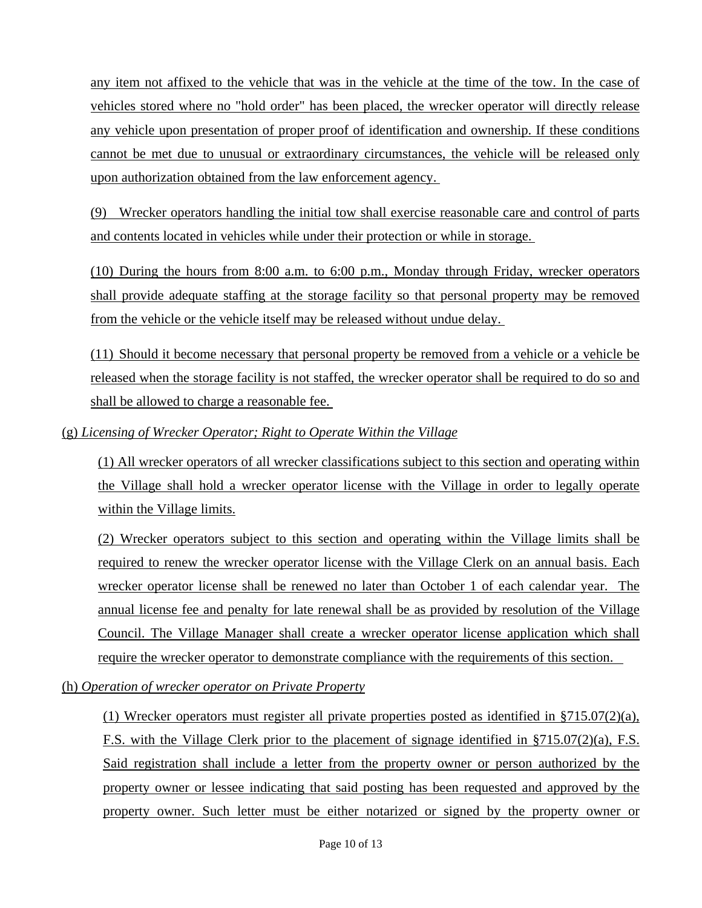any item not affixed to the vehicle that was in the vehicle at the time of the tow. In the case of vehicles stored where no "hold order" has been placed, the wrecker operator will directly release any vehicle upon presentation of proper proof of identification and ownership. If these conditions cannot be met due to unusual or extraordinary circumstances, the vehicle will be released only upon authorization obtained from the law enforcement agency.

(9) Wrecker operators handling the initial tow shall exercise reasonable care and control of parts and contents located in vehicles while under their protection or while in storage.

(10) During the hours from 8:00 a.m. to 6:00 p.m., Monday through Friday, wrecker operators shall provide adequate staffing at the storage facility so that personal property may be removed from the vehicle or the vehicle itself may be released without undue delay.

(11) Should it become necessary that personal property be removed from a vehicle or a vehicle be released when the storage facility is not staffed, the wrecker operator shall be required to do so and shall be allowed to charge a reasonable fee.

(g) *Licensing of Wrecker Operator; Right to Operate Within the Village*

(1) All wrecker operators of all wrecker classifications subject to this section and operating within the Village shall hold a wrecker operator license with the Village in order to legally operate within the Village limits.

(2) Wrecker operators subject to this section and operating within the Village limits shall be required to renew the wrecker operator license with the Village Clerk on an annual basis. Each wrecker operator license shall be renewed no later than October 1 of each calendar year. The annual license fee and penalty for late renewal shall be as provided by resolution of the Village Council. The Village Manager shall create a wrecker operator license application which shall require the wrecker operator to demonstrate compliance with the requirements of this section.

(h) *Operation of wrecker operator on Private Property*

(1) Wrecker operators must register all private properties posted as identified in §715.07(2)(a), F.S. with the Village Clerk prior to the placement of signage identified in §715.07(2)(a), F.S. Said registration shall include a letter from the property owner or person authorized by the property owner or lessee indicating that said posting has been requested and approved by the property owner. Such letter must be either notarized or signed by the property owner or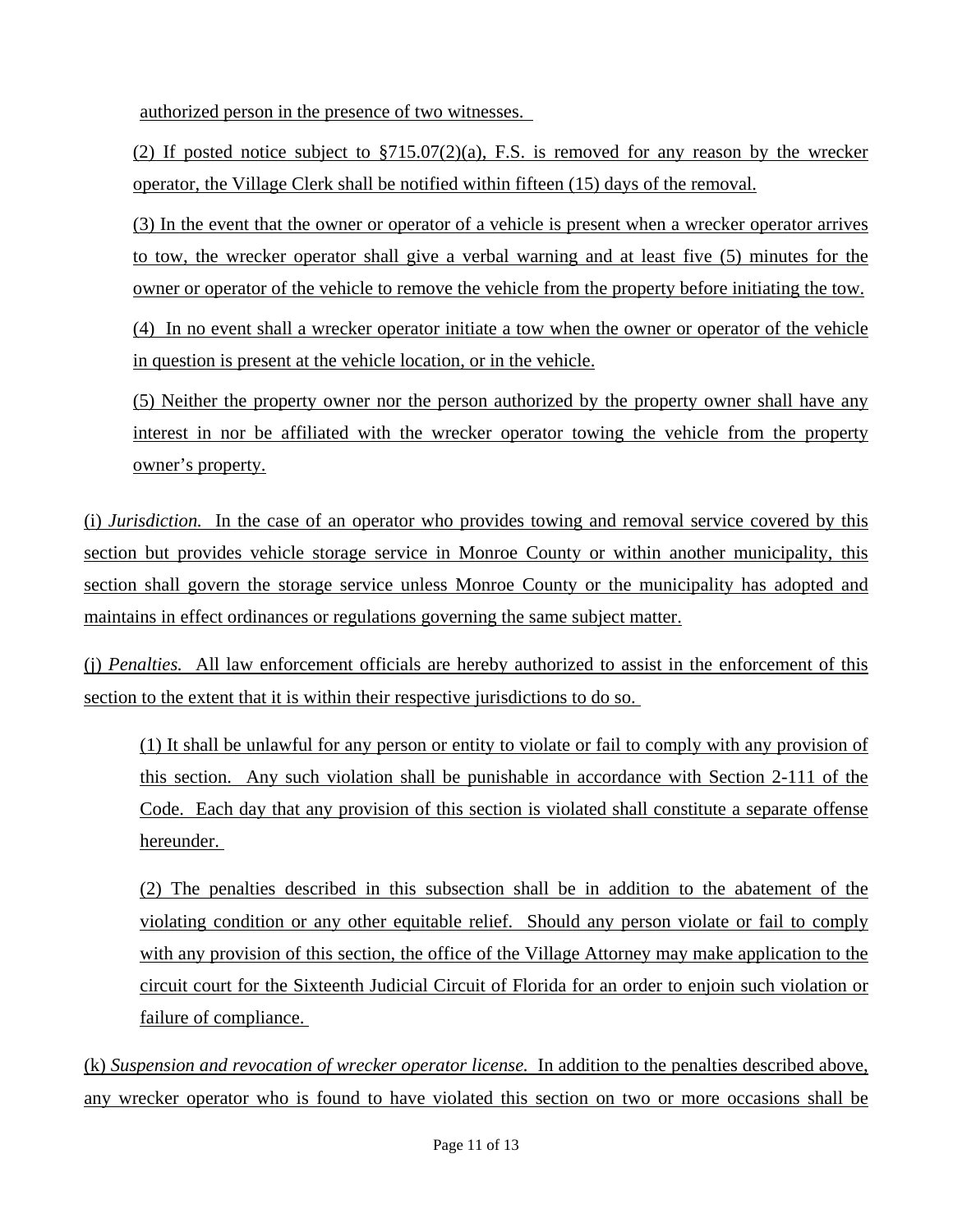authorized person in the presence of two witnesses.

(2) If posted notice subject to §715.07(2)(a), F.S. is removed for any reason by the wrecker operator, the Village Clerk shall be notified within fifteen (15) days of the removal.

(3) In the event that the owner or operator of a vehicle is present when a wrecker operator arrives to tow, the wrecker operator shall give a verbal warning and at least five (5) minutes for the owner or operator of the vehicle to remove the vehicle from the property before initiating the tow.

(4) In no event shall a wrecker operator initiate a tow when the owner or operator of the vehicle in question is present at the vehicle location, or in the vehicle.

(5) Neither the property owner nor the person authorized by the property owner shall have any interest in nor be affiliated with the wrecker operator towing the vehicle from the property owner's property.

(i) *Jurisdiction.* In the case of an operator who provides towing and removal service covered by this section but provides vehicle storage service in Monroe County or within another municipality, this section shall govern the storage service unless Monroe County or the municipality has adopted and maintains in effect ordinances or regulations governing the same subject matter.

(j) *Penalties.* All law enforcement officials are hereby authorized to assist in the enforcement of this section to the extent that it is within their respective jurisdictions to do so.

(1) It shall be unlawful for any person or entity to violate or fail to comply with any provision of this section. Any such violation shall be punishable in accordance with Section 2-111 of the Code. Each day that any provision of this section is violated shall constitute a separate offense hereunder.

(2) The penalties described in this subsection shall be in addition to the abatement of the violating condition or any other equitable relief. Should any person violate or fail to comply with any provision of this section, the office of the Village Attorney may make application to the circuit court for the Sixteenth Judicial Circuit of Florida for an order to enjoin such violation or failure of compliance.

(k) *Suspension and revocation of wrecker operator license.* In addition to the penalties described above, any wrecker operator who is found to have violated this section on two or more occasions shall be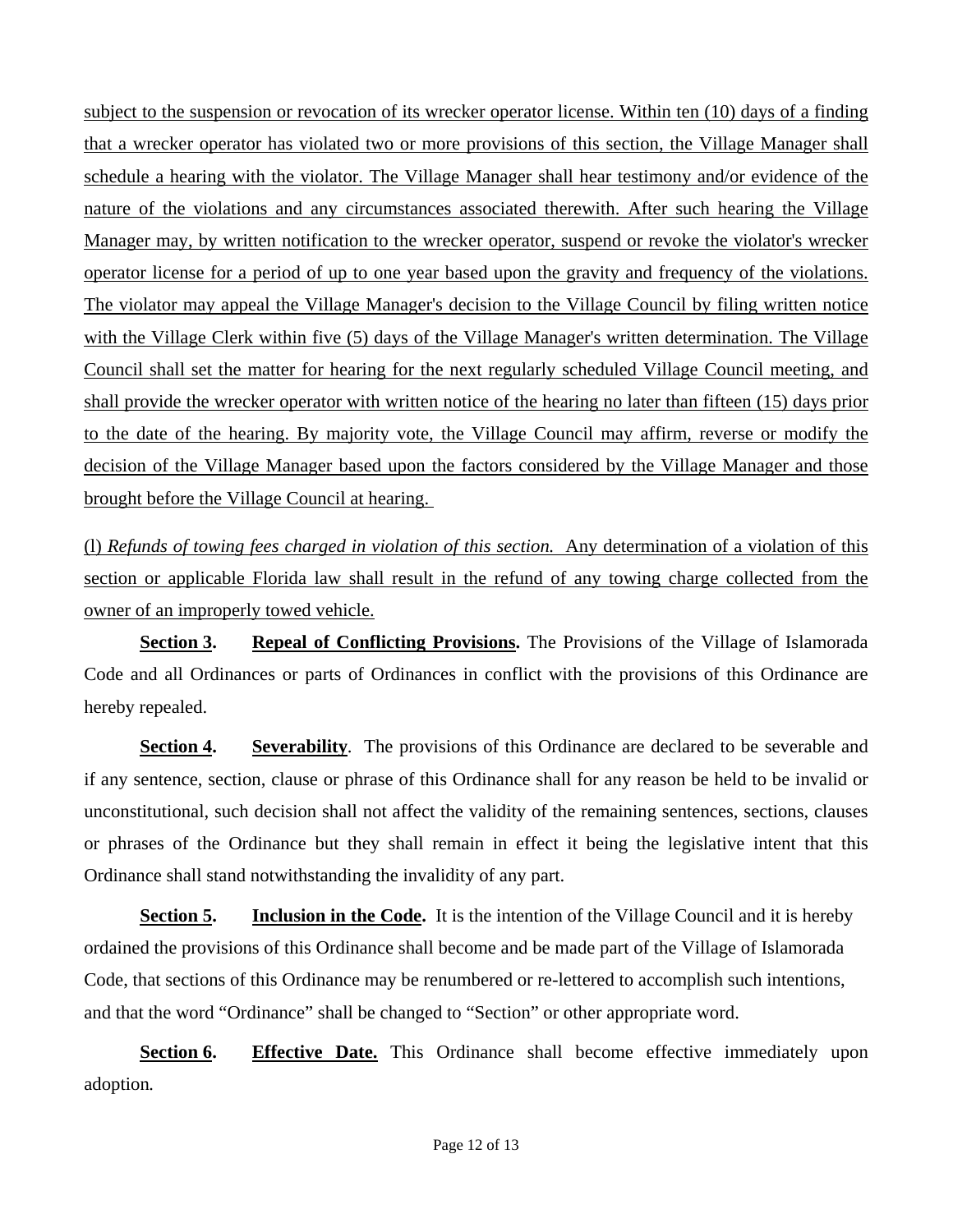subject to the suspension or revocation of its wrecker operator license. Within ten (10) days of a finding that a wrecker operator has violated two or more provisions of this section, the Village Manager shall schedule a hearing with the violator. The Village Manager shall hear testimony and/or evidence of the nature of the violations and any circumstances associated therewith. After such hearing the Village Manager may, by written notification to the wrecker operator, suspend or revoke the violator's wrecker operator license for a period of up to one year based upon the gravity and frequency of the violations. The violator may appeal the Village Manager's decision to the Village Council by filing written notice with the Village Clerk within five (5) days of the Village Manager's written determination. The Village Council shall set the matter for hearing for the next regularly scheduled Village Council meeting, and shall provide the wrecker operator with written notice of the hearing no later than fifteen (15) days prior to the date of the hearing. By majority vote, the Village Council may affirm, reverse or modify the decision of the Village Manager based upon the factors considered by the Village Manager and those brought before the Village Council at hearing.

(l) *Refunds of towing fees charged in violation of this section.* Any determination of a violation of this section or applicable Florida law shall result in the refund of any towing charge collected from the owner of an improperly towed vehicle.

**Section 3. Repeal of Conflicting Provisions.** The Provisions of the Village of Islamorada Code and all Ordinances or parts of Ordinances in conflict with the provisions of this Ordinance are hereby repealed.

**Section 4. Severability**. The provisions of this Ordinance are declared to be severable and if any sentence, section, clause or phrase of this Ordinance shall for any reason be held to be invalid or unconstitutional, such decision shall not affect the validity of the remaining sentences, sections, clauses or phrases of the Ordinance but they shall remain in effect it being the legislative intent that this Ordinance shall stand notwithstanding the invalidity of any part.

**Section 5. Inclusion in the Code.** It is the intention of the Village Council and it is hereby ordained the provisions of this Ordinance shall become and be made part of the Village of Islamorada Code, that sections of this Ordinance may be renumbered or re-lettered to accomplish such intentions, and that the word "Ordinance" shall be changed to "Section" or other appropriate word.

**Section 6. Effective Date.** This Ordinance shall become effective immediately upon adoption.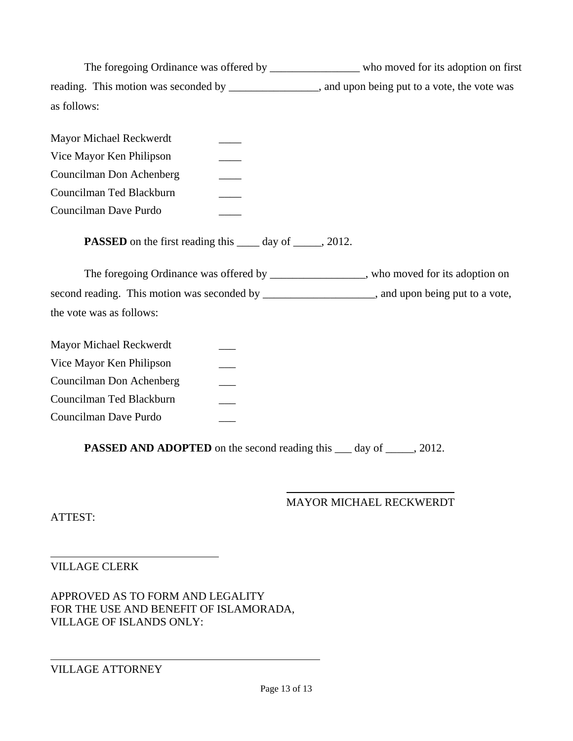The foregoing Ordinance was offered by ________________ who moved for its adoption on first reading. This motion was seconded by ________________, and upon being put to a vote, the vote was as follows:

Mayor Michael Reckwerdt ____
Vice Mayor Ken Philipson ____
Councilman Don Achenberg ____
Councilman Ted Blackburn ____
Councilman Dave Purdo ____

**PASSED** on the first reading this ____ day of _____, 2012.

The foregoing Ordinance was offered by _________________, who moved for its adoption on second reading. This motion was seconded by ____________________, and upon being put to a vote, the vote was as follows:

Mayor Michael Reckwerdt ___
Vice Mayor Ken Philipson ___
Councilman Don Achenberg ___
Councilman Ted Blackburn ___
Councilman Dave Purdo ___

**PASSED AND ADOPTED** on the second reading this ___ day of _____, 2012.

______________________________
MAYOR MICHAEL RECKWERDT

ATTEST:

______________________________
VILLAGE CLERK

APPROVED AS TO FORM AND LEGALITY
FOR THE USE AND BENEFIT OF ISLAMORADA,
VILLAGE OF ISLANDS ONLY:

______________________________________________
VILLAGE ATTORNEY